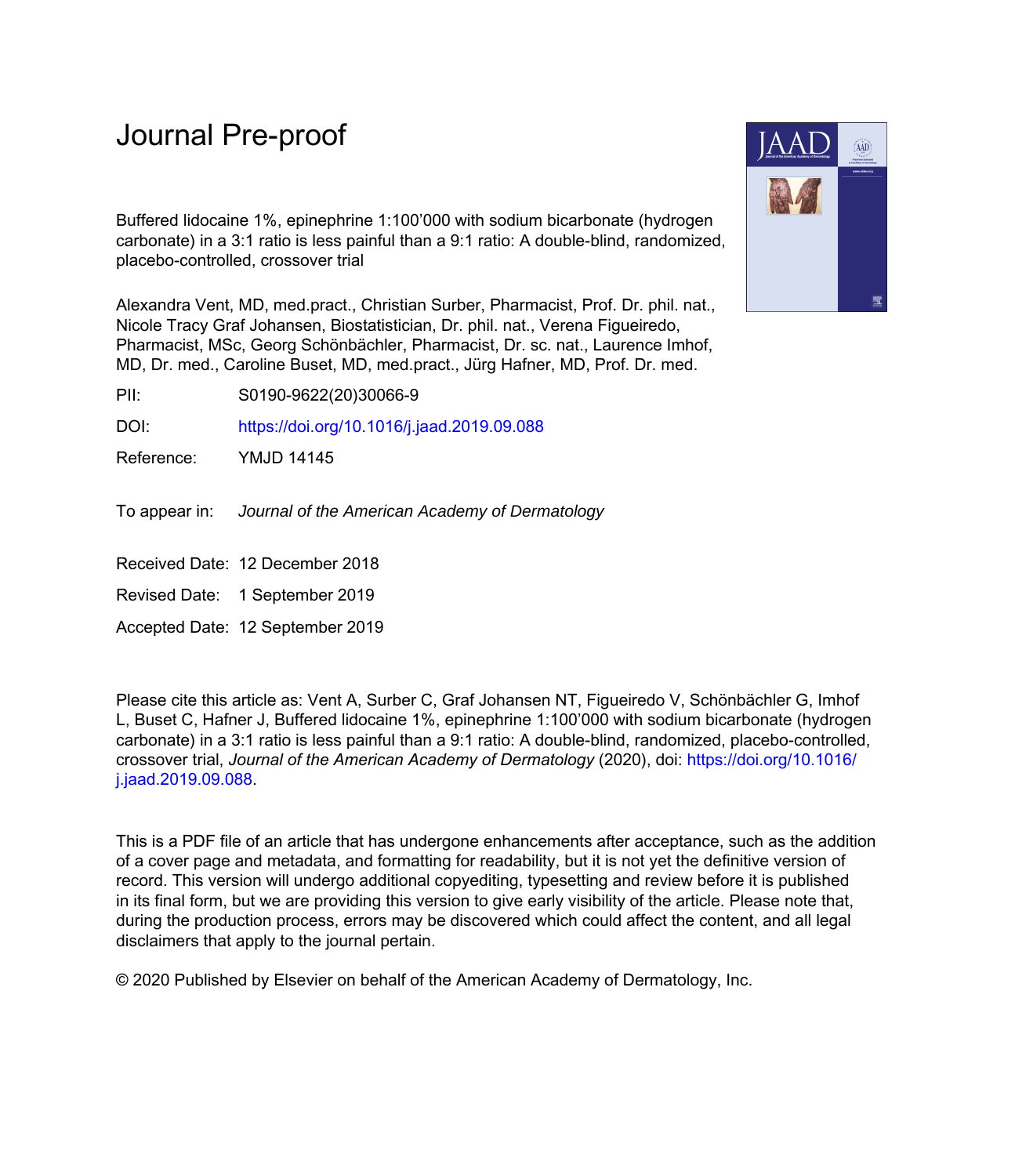# Journal Pre-proof

Buffered lidocaine 1%, epinephrine 1:100'000 with sodium bicarbonate (hydrogen carbonate) in a 3:1 ratio is less painful than a 9:1 ratio: A double-blind, randomized, placebo-controlled, crossover trial

Alexandra Vent, MD, med.pract., Christian Surber, Pharmacist, Prof. Dr. phil. nat., Nicole Tracy Graf Johansen, Biostatistician, Dr. phil. nat., Verena Figueiredo, Pharmacist, MSc, Georg Schönbächler, Pharmacist, Dr. sc. nat., Laurence Imhof, MD, Dr. med., Caroline Buset, MD, med.pract., Jürg Hafner, MD, Prof. Dr. med.

PII: S0190-9622(20)30066-9

DOI: https://doi.org/10.1016/j.jaad.2019.09.088

Reference: YMJD 14145

To appear in: *Journal of the American Academy of Dermatology*

Received Date: 12 December 2018

Revised Date: 1 September 2019

Accepted Date: 12 September 2019

Please cite this article as: Vent A, Surber C, Graf Johansen NT, Figueiredo V, Schönbächler G, Imhof L, Buset C, Hafner J, Buffered lidocaine 1%, epinephrine 1:100'000 with sodium bicarbonate (hydrogen carbonate) in a 3:1 ratio is less painful than a 9:1 ratio: A double-blind, randomized, placebo-controlled, crossover trial, *Journal of the American Academy of Dermatology* (2020), doi: https://doi.org/10.1016/j.jaad.2019.09.088.

This is a PDF file of an article that has undergone enhancements after acceptance, such as the addition of a cover page and metadata, and formatting for readability, but it is not yet the definitive version of record. This version will undergo additional copyediting, typesetting and review before it is published in its final form, but we are providing this version to give early visibility of the article. Please note that, during the production process, errors may be discovered which could affect the content, and all legal disclaimers that apply to the journal pertain.

© 2020 Published by Elsevier on behalf of the American Academy of Dermatology, Inc.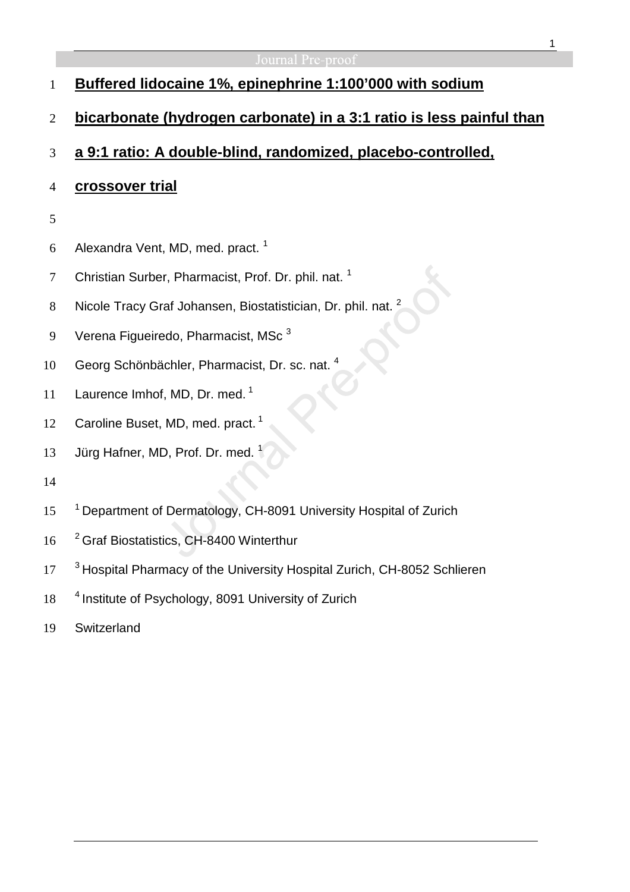# Buffered lidocaine 1%, epinephrine 1:100'000 with sodium bicarbonate (hydrogen carbonate) in a 3:1 ratio is less painful than a 9:1 ratio: A double-blind, randomized, placebo-controlled, crossover trial

Alexandra Vent, MD, med. pract. [1]

Christian Surber, Pharmacist, Prof. Dr. phil. nat. [1]

Nicole Tracy Graf Johansen, Biostatistician, Dr. phil. nat. [2]

Verena Figueiredo, Pharmacist, MSc [3]

Georg Schönbächler, Pharmacist, Dr. sc. nat. [4]

Laurence Imhof, MD, Dr. med. [1]

Caroline Buset, MD, med. pract. [1]

Jürg Hafner, MD, Prof. Dr. med. [1]

[1] Department of Dermatology, CH-8091 University Hospital of Zurich

[2] Graf Biostatistics, CH-8400 Winterthur

[3] Hospital Pharmacy of the University Hospital Zurich, CH-8052 Schlieren

[4] Institute of Psychology, 8091 University of Zurich

Switzerland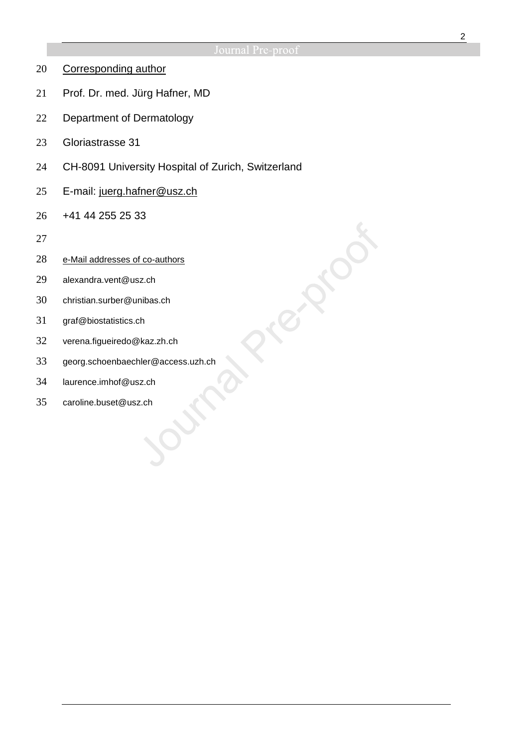Corresponding author

Prof. Dr. med. Jürg Hafner, MD

Department of Dermatology

Gloriastrasse 31

CH-8091 University Hospital of Zurich, Switzerland

E-mail: juerg.hafner@usz.ch

+41 44 255 25 33

e-Mail addresses of co-authors

alexandra.vent@usz.ch

christian.surber@unibas.ch

graf@biostatistics.ch

verena.figueiredo@kaz.zh.ch

georg.schoenbaechler@access.uzh.ch

laurence.imhof@usz.ch

caroline.buset@usz.ch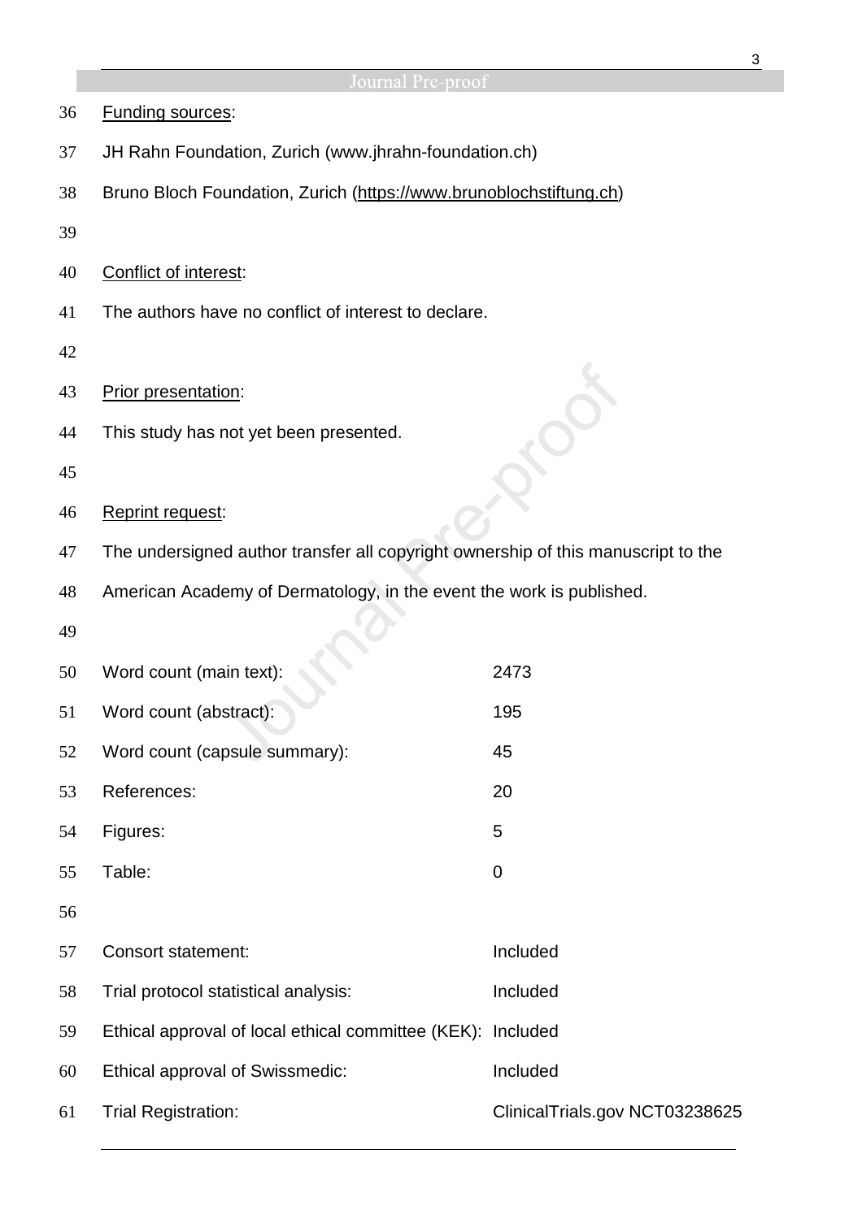Funding sources:

JH Rahn Foundation, Zurich (www.jhrahn-foundation.ch)

Bruno Bloch Foundation, Zurich (https://www.brunoblochstiftung.ch)

Conflict of interest:

The authors have no conflict of interest to declare.

Prior presentation:

This study has not yet been presented.

Reprint request:

The undersigned author transfer all copyright ownership of this manuscript to the American Academy of Dermatology, in the event the work is published.

| | |
|---|---|
| Word count (main text): | 2473 |
| Word count (abstract): | 195 |
| Word count (capsule summary): | 45 |
| References: | 20 |
| Figures: | 5 |
| Table: | 0 |

| | |
|---|---|
| Consort statement: | Included |
| Trial protocol statistical analysis: | Included |
| Ethical approval of local ethical committee (KEK): | Included |
| Ethical approval of Swissmedic: | Included |
| Trial Registration: | ClinicalTrials.gov NCT03238625 |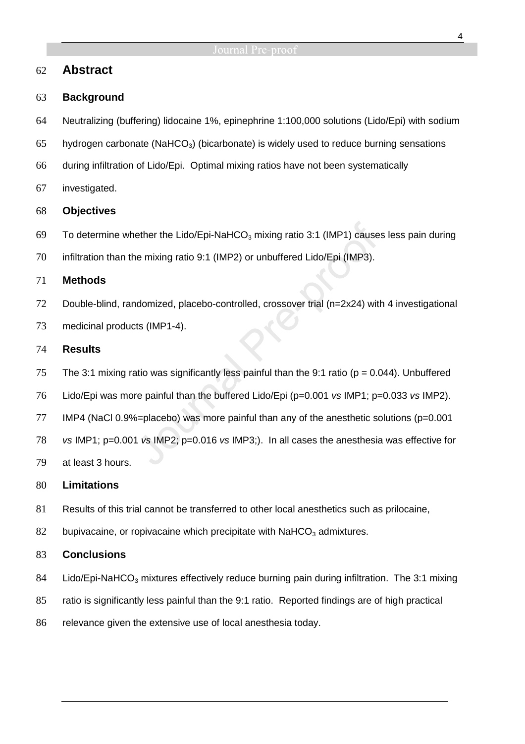## Abstract

### Background

Neutralizing (buffering) lidocaine 1%, epinephrine 1:100,000 solutions (Lido/Epi) with sodium hydrogen carbonate ($NaHCO_3$) (bicarbonate) is widely used to reduce burning sensations during infiltration of Lido/Epi. Optimal mixing ratios have not been systematically investigated.

### Objectives

To determine whether the Lido/Epi-$NaHCO_3$ mixing ratio 3:1 (IMP1) causes less pain during infiltration than the mixing ratio 9:1 (IMP2) or unbuffered Lido/Epi (IMP3).

### Methods

Double-blind, randomized, placebo-controlled, crossover trial (n=2x24) with 4 investigational medicinal products (IMP1-4).

### Results

The 3:1 mixing ratio was significantly less painful than the 9:1 ratio ($p = 0.044$). Unbuffered Lido/Epi was more painful than the buffered Lido/Epi ($p=0.001$ *vs* IMP1; $p=0.033$ *vs* IMP2). IMP4 (NaCl 0.9%=placebo) was more painful than any of the anesthetic solutions ($p=0.001$ *vs* IMP1; $p=0.001$ *vs* IMP2; $p=0.016$ *vs* IMP3;). In all cases the anesthesia was effective for at least 3 hours.

### Limitations

Results of this trial cannot be transferred to other local anesthetics such as prilocaine, bupivacaine, or ropivacaine which precipitate with $NaHCO_3$ admixtures.

### Conclusions

Lido/Epi-$NaHCO_3$ mixtures effectively reduce burning pain during infiltration. The 3:1 mixing ratio is significantly less painful than the 9:1 ratio. Reported findings are of high practical relevance given the extensive use of local anesthesia today.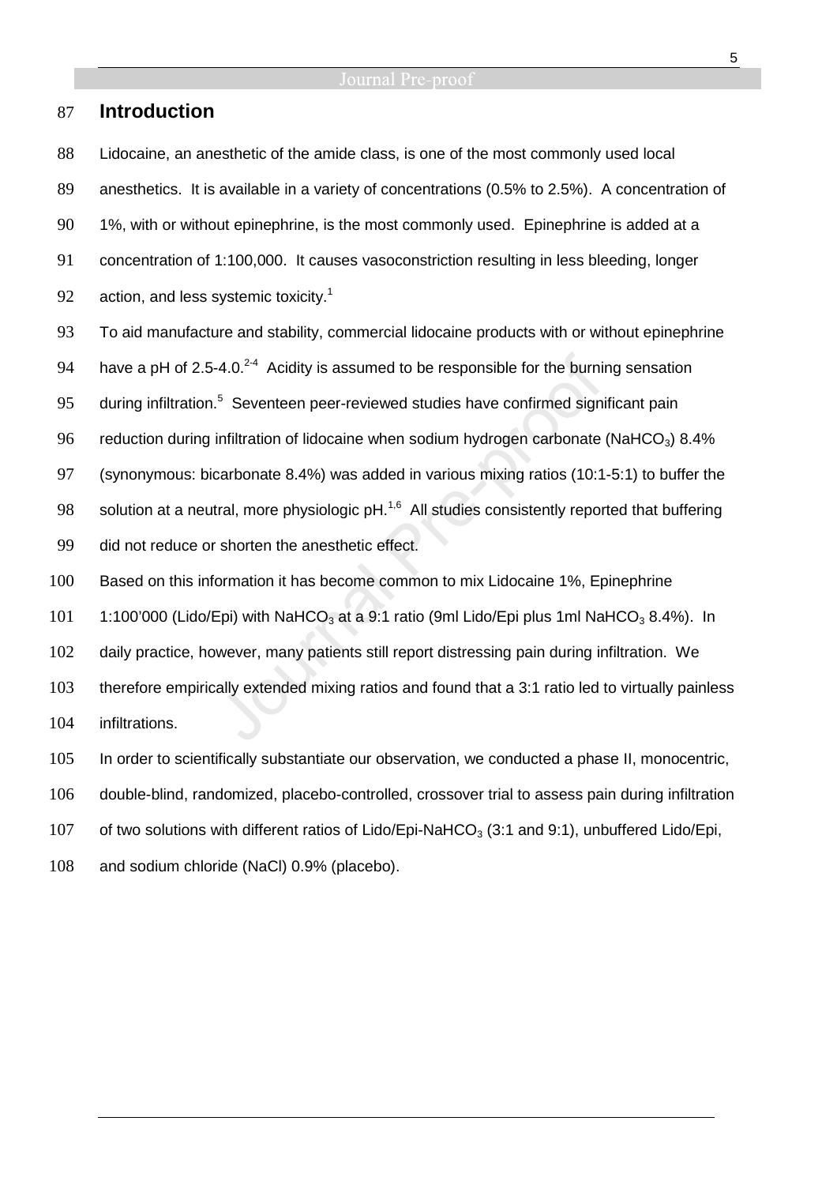## Introduction

Lidocaine, an anesthetic of the amide class, is one of the most commonly used local anesthetics. It is available in a variety of concentrations (0.5% to 2.5%). A concentration of 1%, with or without epinephrine, is the most commonly used. Epinephrine is added at a concentration of 1:100,000. It causes vasoconstriction resulting in less bleeding, longer action, and less systemic toxicity.[1]

To aid manufacture and stability, commercial lidocaine products with or without epinephrine have a pH of 2.5-4.0.[2-4] Acidity is assumed to be responsible for the burning sensation during infiltration.[5] Seventeen peer-reviewed studies have confirmed significant pain reduction during infiltration of lidocaine when sodium hydrogen carbonate ($NaHCO_3$) 8.4% (synonymous: bicarbonate 8.4%) was added in various mixing ratios (10:1-5:1) to buffer the solution at a neutral, more physiologic pH.[1,6] All studies consistently reported that buffering did not reduce or shorten the anesthetic effect.

Based on this information it has become common to mix Lidocaine 1%, Epinephrine 1:100'000 (Lido/Epi) with $NaHCO_3$ at a 9:1 ratio (9ml Lido/Epi plus 1ml $NaHCO_3$ 8.4%). In daily practice, however, many patients still report distressing pain during infiltration. We therefore empirically extended mixing ratios and found that a 3:1 ratio led to virtually painless infiltrations.

In order to scientifically substantiate our observation, we conducted a phase II, monocentric, double-blind, randomized, placebo-controlled, crossover trial to assess pain during infiltration of two solutions with different ratios of Lido/Epi-$NaHCO_3$ (3:1 and 9:1), unbuffered Lido/Epi, and sodium chloride (NaCl) 0.9% (placebo).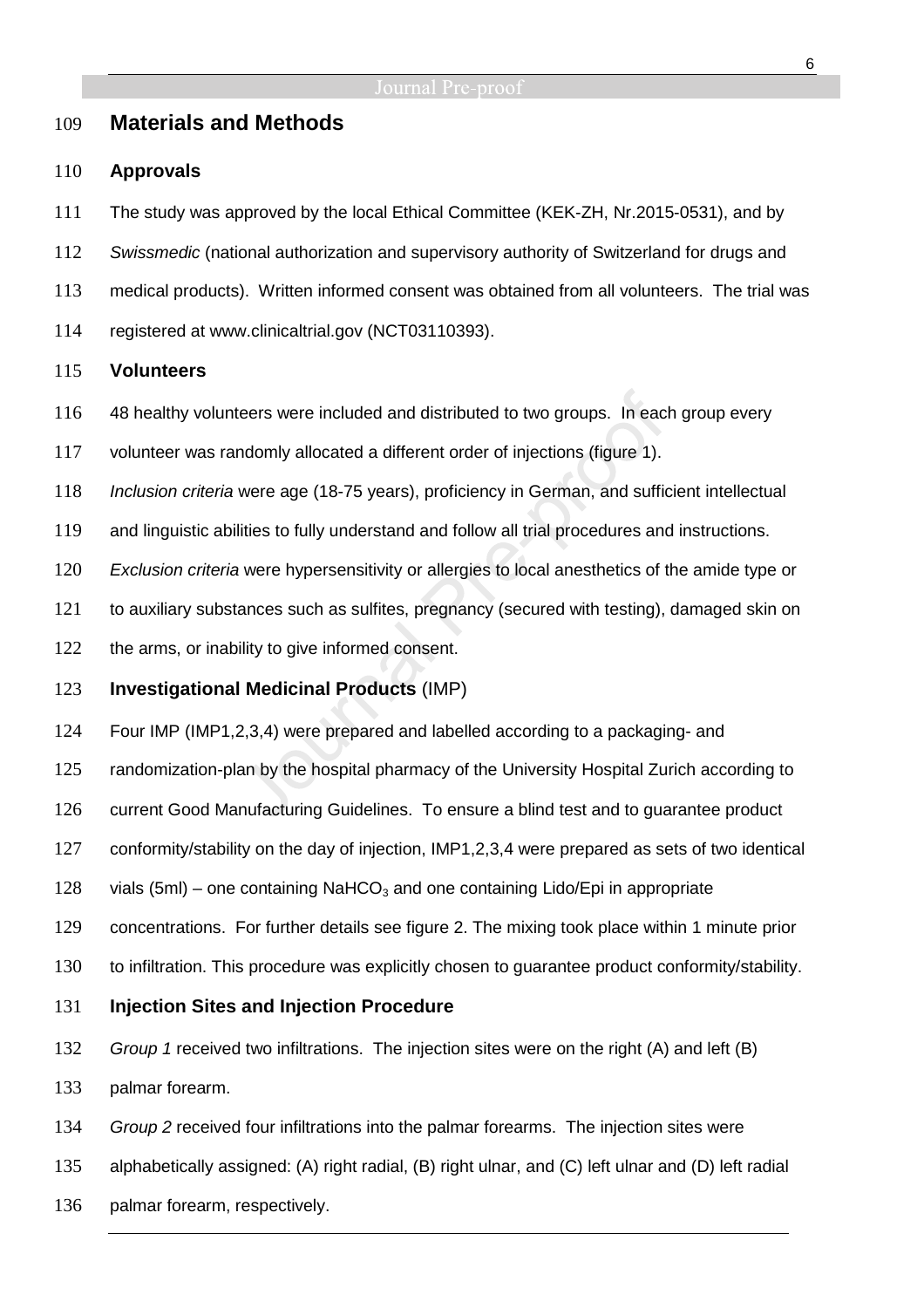## Materials and Methods

### Approvals

The study was approved by the local Ethical Committee (KEK-ZH, Nr.2015-0531), and by *Swissmedic* (national authorization and supervisory authority of Switzerland for drugs and medical products). Written informed consent was obtained from all volunteers. The trial was registered at www.clinicaltrial.gov (NCT03110393).

### Volunteers

48 healthy volunteers were included and distributed to two groups. In each group every volunteer was randomly allocated a different order of injections (figure 1).

*Inclusion criteria* were age (18-75 years), proficiency in German, and sufficient intellectual and linguistic abilities to fully understand and follow all trial procedures and instructions.

*Exclusion criteria* were hypersensitivity or allergies to local anesthetics of the amide type or to auxiliary substances such as sulfites, pregnancy (secured with testing), damaged skin on the arms, or inability to give informed consent.

### Investigational Medicinal Products (IMP)

Four IMP (IMP1,2,3,4) were prepared and labelled according to a packaging- and randomization-plan by the hospital pharmacy of the University Hospital Zurich according to current Good Manufacturing Guidelines. To ensure a blind test and to guarantee product conformity/stability on the day of injection, IMP1,2,3,4 were prepared as sets of two identical vials (5ml) – one containing $NaHCO_3$ and one containing Lido/Epi in appropriate concentrations. For further details see figure 2. The mixing took place within 1 minute prior to infiltration. This procedure was explicitly chosen to guarantee product conformity/stability.

### Injection Sites and Injection Procedure

*Group 1* received two infiltrations. The injection sites were on the right (A) and left (B) palmar forearm.

*Group 2* received four infiltrations into the palmar forearms. The injection sites were alphabetically assigned: (A) right radial, (B) right ulnar, and (C) left ulnar and (D) left radial palmar forearm, respectively.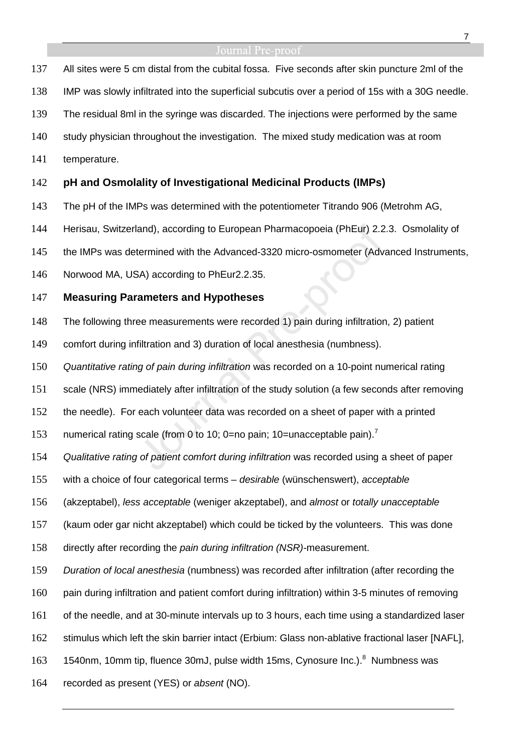All sites were 5 cm distal from the cubital fossa. Five seconds after skin puncture 2ml of the IMP was slowly infiltrated into the superficial subcutis over a period of 15s with a 30G needle. The residual 8ml in the syringe was discarded. The injections were performed by the same study physician throughout the investigation. The mixed study medication was at room temperature.

## pH and Osmolality of Investigational Medicinal Products (IMPs)

The pH of the IMPs was determined with the potentiometer Titrando 906 (Metrohm AG, Herisau, Switzerland), according to European Pharmacopoeia (PhEur) 2.2.3. Osmolality of the IMPs was determined with the Advanced-3320 micro-osmometer (Advanced Instruments, Norwood MA, USA) according to PhEur2.2.35.

## Measuring Parameters and Hypotheses

The following three measurements were recorded 1) pain during infiltration, 2) patient comfort during infiltration and 3) duration of local anesthesia (numbness).

*Quantitative rating of pain during infiltration* was recorded on a 10-point numerical rating scale (NRS) immediately after infiltration of the study solution (a few seconds after removing the needle). For each volunteer data was recorded on a sheet of paper with a printed numerical rating scale (from 0 to 10; 0=no pain; 10=unacceptable pain).[7]

*Qualitative rating of patient comfort during infiltration* was recorded using a sheet of paper with a choice of four categorical terms – *desirable* (wünschenswert), *acceptable* (akzeptabel), *less acceptable* (weniger akzeptabel), and *almost* or *totally unacceptable* (kaum oder gar nicht akzeptabel) which could be ticked by the volunteers. This was done directly after recording the *pain during infiltration (NSR)*-measurement.

*Duration of local anesthesia* (numbness) was recorded after infiltration (after recording the pain during infiltration and patient comfort during infiltration) within 3-5 minutes of removing of the needle, and at 30-minute intervals up to 3 hours, each time using a standardized laser stimulus which left the skin barrier intact (Erbium: Glass non-ablative fractional laser [NAFL], 1540nm, 10mm tip, fluence 30mJ, pulse width 15ms, Cynosure Inc.).[8] Numbness was recorded as present (YES) or *absent* (NO).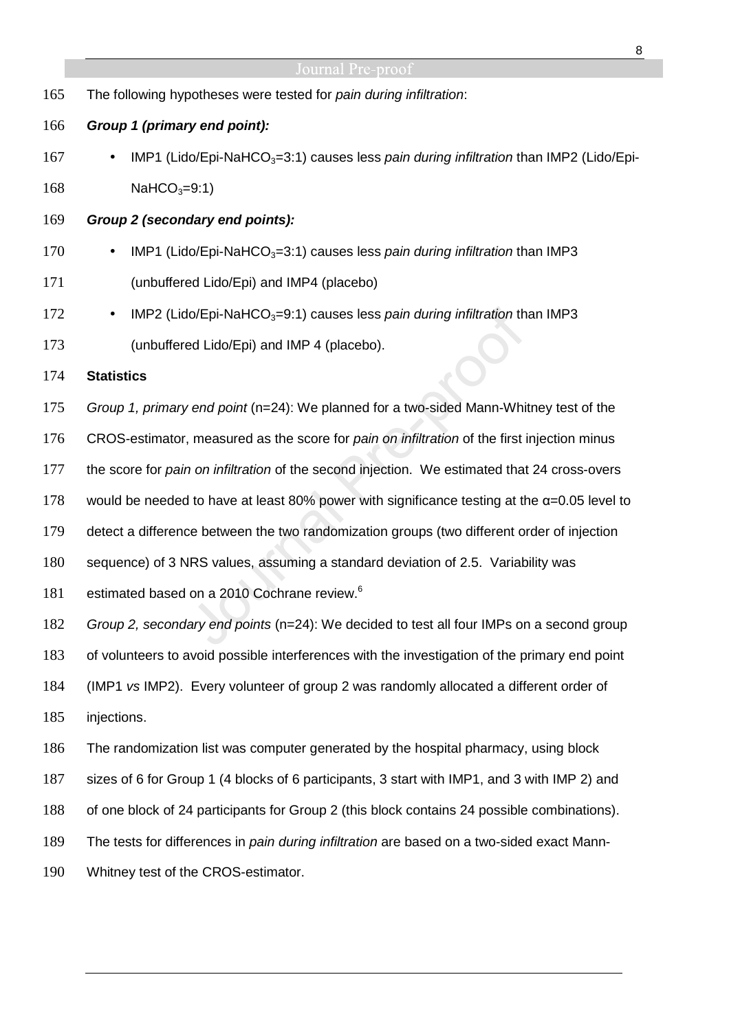The following hypotheses were tested for *pain during infiltration*:

***Group 1 (primary end point):***

- IMP1 (Lido/Epi-$NaHCO_3$=3:1) causes less *pain during infiltration* than IMP2 (Lido/Epi-$NaHCO_3$=9:1)

***Group 2 (secondary end points):***

- IMP1 (Lido/Epi-$NaHCO_3$=3:1) causes less *pain during infiltration* than IMP3 (unbuffered Lido/Epi) and IMP4 (placebo)
- IMP2 (Lido/Epi-$NaHCO_3$=9:1) causes less *pain during infiltration* than IMP3 (unbuffered Lido/Epi) and IMP 4 (placebo).

**Statistics**

*Group 1, primary end point* (n=24): We planned for a two-sided Mann-Whitney test of the CROS-estimator, measured as the score for *pain on infiltration* of the first injection minus the score for *pain on infiltration* of the second injection. We estimated that 24 cross-overs would be needed to have at least 80% power with significance testing at the $\alpha$=0.05 level to detect a difference between the two randomization groups (two different order of injection sequence) of 3 NRS values, assuming a standard deviation of 2.5. Variability was estimated based on a 2010 Cochrane review.[6]

*Group 2, secondary end points* (n=24): We decided to test all four IMPs on a second group of volunteers to avoid possible interferences with the investigation of the primary end point (IMP1 *vs* IMP2). Every volunteer of group 2 was randomly allocated a different order of injections.

The randomization list was computer generated by the hospital pharmacy, using block sizes of 6 for Group 1 (4 blocks of 6 participants, 3 start with IMP1, and 3 with IMP 2) and of one block of 24 participants for Group 2 (this block contains 24 possible combinations). The tests for differences in *pain during infiltration* are based on a two-sided exact Mann-Whitney test of the CROS-estimator.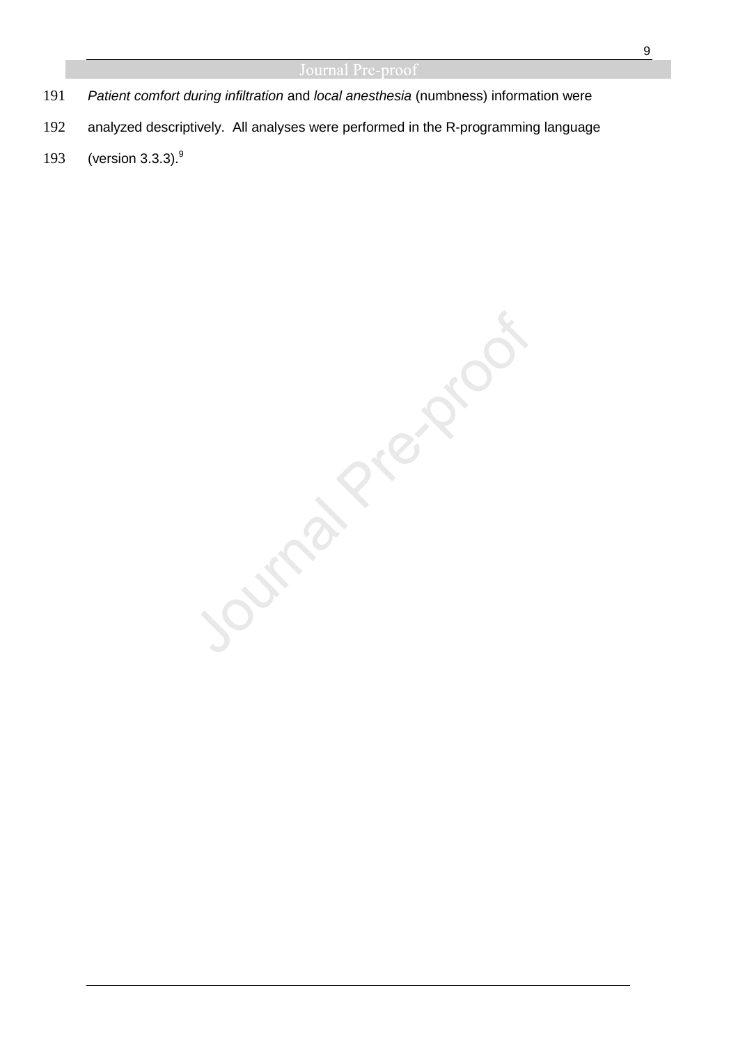*Patient comfort during infiltration* and *local anesthesia* (numbness) information were analyzed descriptively. All analyses were performed in the R-programming language (version 3.3.3).[9]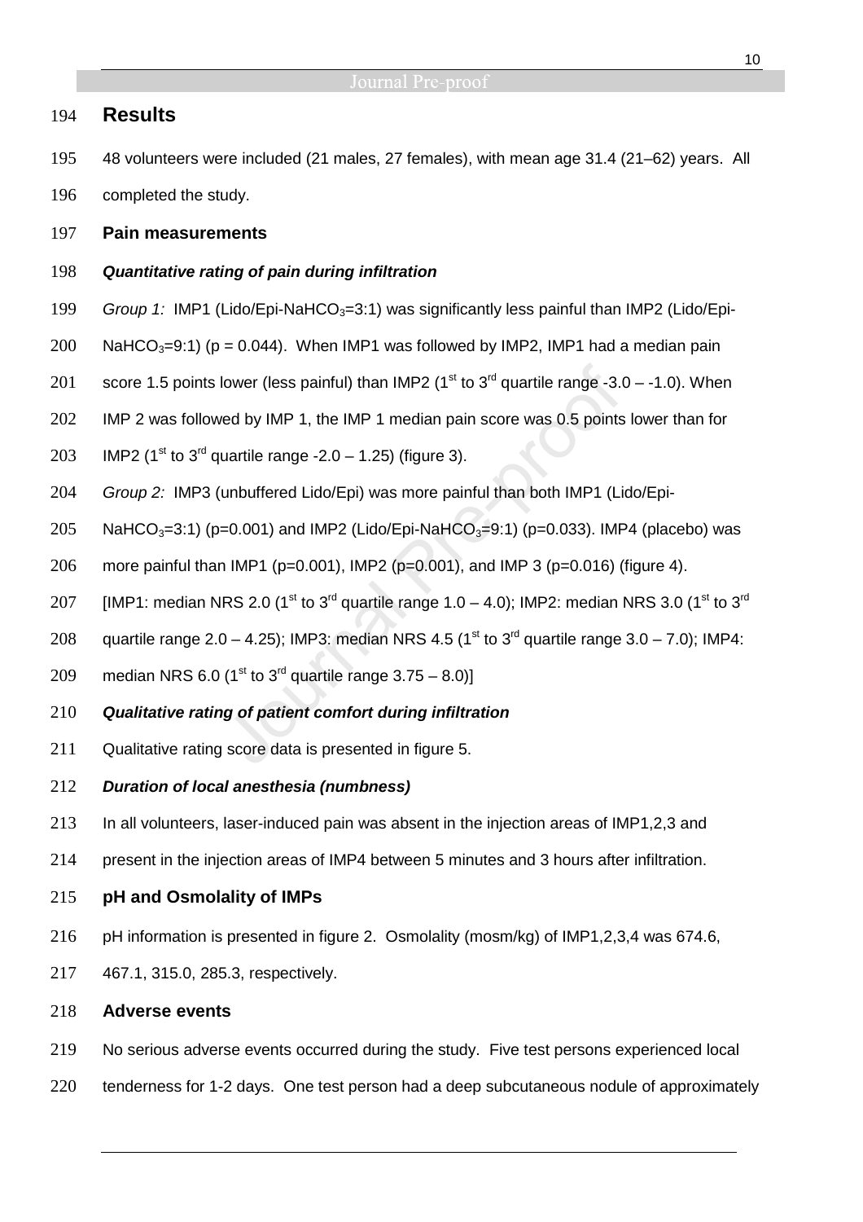## Results

48 volunteers were included (21 males, 27 females), with mean age 31.4 (21–62) years. All completed the study.

### Pain measurements

#### *Quantitative rating of pain during infiltration*

*Group 1:* IMP1 (Lido/Epi-$NaHCO_3$=3:1) was significantly less painful than IMP2 (Lido/Epi-$NaHCO_3$=9:1) ($p = 0.044$). When IMP1 was followed by IMP2, IMP1 had a median pain score 1.5 points lower (less painful) than IMP2 (1st to 3rd quartile range -3.0 – -1.0). When IMP 2 was followed by IMP 1, the IMP 1 median pain score was 0.5 points lower than for IMP2 (1st to 3rd quartile range -2.0 – 1.25) (figure 3).

*Group 2:* IMP3 (unbuffered Lido/Epi) was more painful than both IMP1 (Lido/Epi-$NaHCO_3$=3:1) ($p=0.001$) and IMP2 (Lido/Epi-$NaHCO_3$=9:1) ($p=0.033$). IMP4 (placebo) was more painful than IMP1 ($p=0.001$), IMP2 ($p=0.001$), and IMP 3 ($p=0.016$) (figure 4). [IMP1: median NRS 2.0 (1st to 3rd quartile range 1.0 – 4.0); IMP2: median NRS 3.0 (1st to 3rd quartile range 2.0 – 4.25); IMP3: median NRS 4.5 (1st to 3rd quartile range 3.0 – 7.0); IMP4: median NRS 6.0 (1st to 3rd quartile range 3.75 – 8.0)]

#### *Qualitative rating of patient comfort during infiltration*

Qualitative rating score data is presented in figure 5.

#### *Duration of local anesthesia (numbness)*

In all volunteers, laser-induced pain was absent in the injection areas of IMP1,2,3 and present in the injection areas of IMP4 between 5 minutes and 3 hours after infiltration.

### pH and Osmolality of IMPs

pH information is presented in figure 2. Osmolality (mosm/kg) of IMP1,2,3,4 was 674.6, 467.1, 315.0, 285.3, respectively.

### Adverse events

No serious adverse events occurred during the study. Five test persons experienced local tenderness for 1-2 days. One test person had a deep subcutaneous nodule of approximately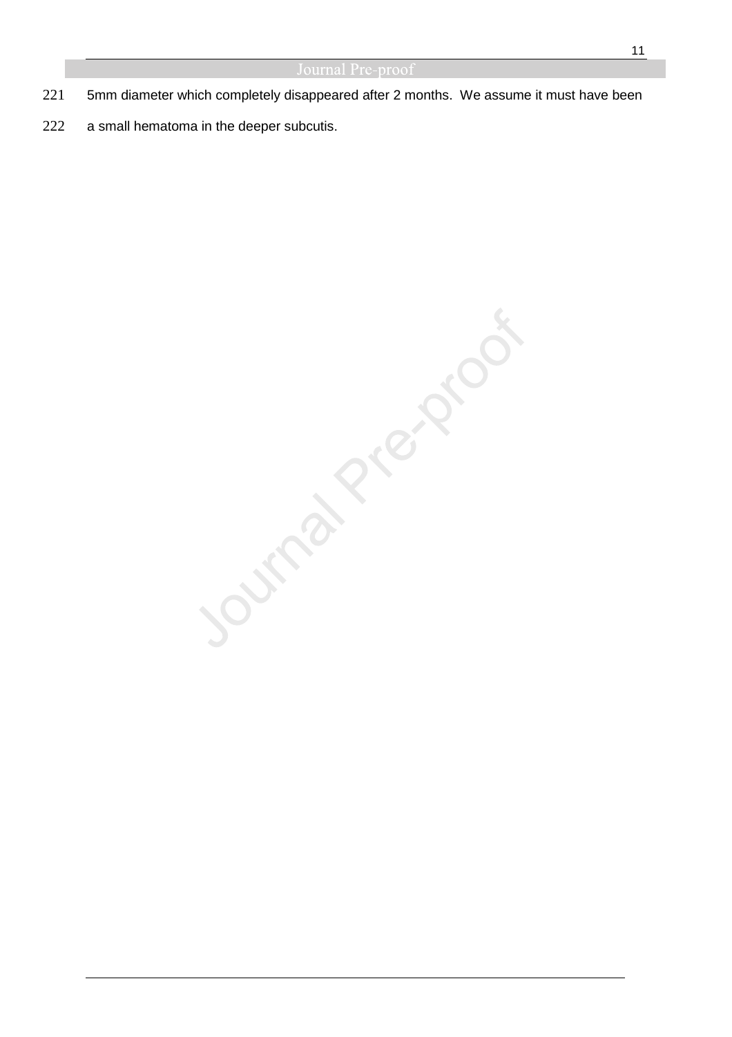5mm diameter which completely disappeared after 2 months. We assume it must have been a small hematoma in the deeper subcutis.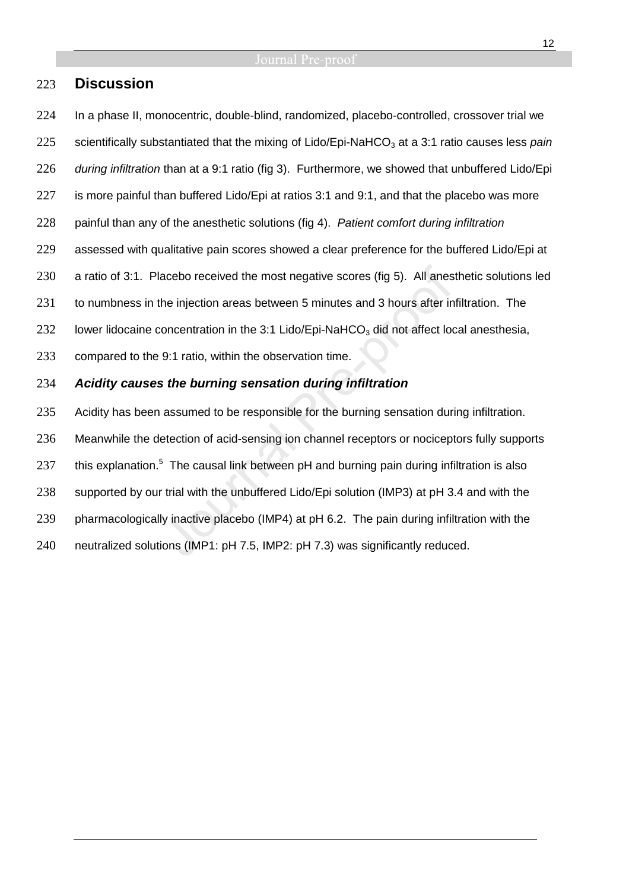## Discussion

In a phase II, monocentric, double-blind, randomized, placebo-controlled, crossover trial we scientifically substantiated that the mixing of Lido/Epi-$NaHCO_3$ at a 3:1 ratio causes less *pain during infiltration* than at a 9:1 ratio (fig 3). Furthermore, we showed that unbuffered Lido/Epi is more painful than buffered Lido/Epi at ratios 3:1 and 9:1, and that the placebo was more painful than any of the anesthetic solutions (fig 4). *Patient comfort during infiltration* assessed with qualitative pain scores showed a clear preference for the buffered Lido/Epi at a ratio of 3:1. Placebo received the most negative scores (fig 5). All anesthetic solutions led to numbness in the injection areas between 5 minutes and 3 hours after infiltration. The lower lidocaine concentration in the 3:1 Lido/Epi-$NaHCO_3$ did not affect local anesthesia, compared to the 9:1 ratio, within the observation time.

### *Acidity causes the burning sensation during infiltration*

Acidity has been assumed to be responsible for the burning sensation during infiltration. Meanwhile the detection of acid-sensing ion channel receptors or nociceptors fully supports this explanation.[5] The causal link between pH and burning pain during infiltration is also supported by our trial with the unbuffered Lido/Epi solution (IMP3) at pH 3.4 and with the pharmacologically inactive placebo (IMP4) at pH 6.2. The pain during infiltration with the neutralized solutions (IMP1: pH 7.5, IMP2: pH 7.3) was significantly reduced.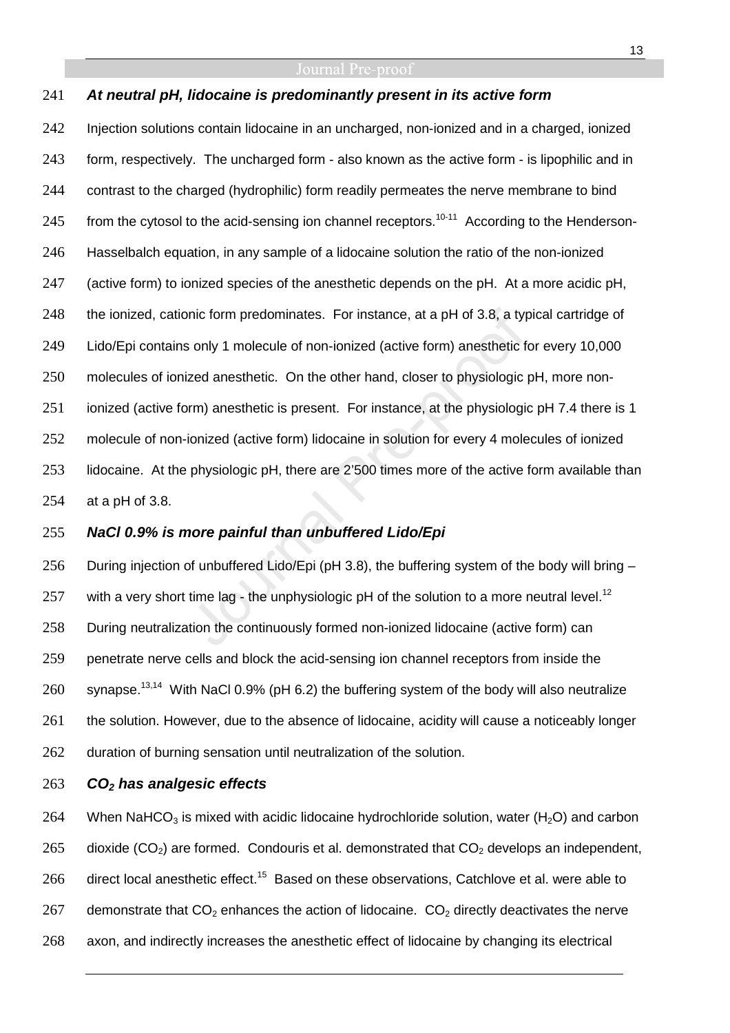### *At neutral pH, lidocaine is predominantly present in its active form*

Injection solutions contain lidocaine in an uncharged, non-ionized and in a charged, ionized form, respectively. The uncharged form - also known as the active form - is lipophilic and in contrast to the charged (hydrophilic) form readily permeates the nerve membrane to bind from the cytosol to the acid-sensing ion channel receptors.[10-11] According to the Henderson-Hasselbalch equation, in any sample of a lidocaine solution the ratio of the non-ionized (active form) to ionized species of the anesthetic depends on the pH. At a more acidic pH, the ionized, cationic form predominates. For instance, at a pH of 3.8, a typical cartridge of Lido/Epi contains only 1 molecule of non-ionized (active form) anesthetic for every 10,000 molecules of ionized anesthetic. On the other hand, closer to physiologic pH, more non-ionized (active form) anesthetic is present. For instance, at the physiologic pH 7.4 there is 1 molecule of non-ionized (active form) lidocaine in solution for every 4 molecules of ionized lidocaine. At the physiologic pH, there are 2'500 times more of the active form available than at a pH of 3.8.

### *NaCl 0.9% is more painful than unbuffered Lido/Epi*

During injection of unbuffered Lido/Epi (pH 3.8), the buffering system of the body will bring – with a very short time lag - the unphysiologic pH of the solution to a more neutral level.[12] During neutralization the continuously formed non-ionized lidocaine (active form) can penetrate nerve cells and block the acid-sensing ion channel receptors from inside the synapse.[13,14] With NaCl 0.9% (pH 6.2) the buffering system of the body will also neutralize the solution. However, due to the absence of lidocaine, acidity will cause a noticeably longer duration of burning sensation until neutralization of the solution.

### *$CO_2$ has analgesic effects*

When $NaHCO_3$ is mixed with acidic lidocaine hydrochloride solution, water ($H_2O$) and carbon dioxide ($CO_2$) are formed. Condouris et al. demonstrated that $CO_2$ develops an independent, direct local anesthetic effect.[15] Based on these observations, Catchlove et al. were able to demonstrate that $CO_2$ enhances the action of lidocaine. $CO_2$ directly deactivates the nerve axon, and indirectly increases the anesthetic effect of lidocaine by changing its electrical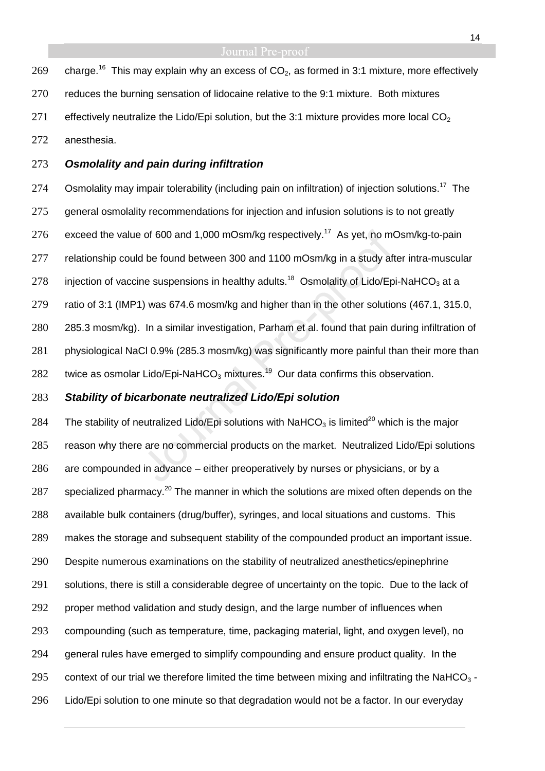charge.[16] This may explain why an excess of $CO_2$, as formed in 3:1 mixture, more effectively reduces the burning sensation of lidocaine relative to the 9:1 mixture. Both mixtures effectively neutralize the Lido/Epi solution, but the 3:1 mixture provides more local $CO_2$ anesthesia.

### *Osmolality and pain during infiltration*

Osmolality may impair tolerability (including pain on infiltration) of injection solutions.[17] The general osmolality recommendations for injection and infusion solutions is to not greatly exceed the value of 600 and 1,000 mOsm/kg respectively.[17] As yet, no mOsm/kg-to-pain relationship could be found between 300 and 1100 mOsm/kg in a study after intra-muscular injection of vaccine suspensions in healthy adults.[18] Osmolality of Lido/Epi-$NaHCO_3$ at a ratio of 3:1 (IMP1) was 674.6 mosm/kg and higher than in the other solutions (467.1, 315.0, 285.3 mosm/kg). In a similar investigation, Parham et al. found that pain during infiltration of physiological NaCl 0.9% (285.3 mosm/kg) was significantly more painful than their more than twice as osmolar Lido/Epi-$NaHCO_3$ mixtures.[19] Our data confirms this observation.

### *Stability of bicarbonate neutralized Lido/Epi solution*

The stability of neutralized Lido/Epi solutions with $NaHCO_3$ is limited[20] which is the major reason why there are no commercial products on the market. Neutralized Lido/Epi solutions are compounded in advance – either preoperatively by nurses or physicians, or by a specialized pharmacy.[20] The manner in which the solutions are mixed often depends on the available bulk containers (drug/buffer), syringes, and local situations and customs. This makes the storage and subsequent stability of the compounded product an important issue. Despite numerous examinations on the stability of neutralized anesthetics/epinephrine solutions, there is still a considerable degree of uncertainty on the topic. Due to the lack of proper method validation and study design, and the large number of influences when compounding (such as temperature, time, packaging material, light, and oxygen level), no general rules have emerged to simplify compounding and ensure product quality. In the context of our trial we therefore limited the time between mixing and infiltrating the $NaHCO_3$ - Lido/Epi solution to one minute so that degradation would not be a factor. In our everyday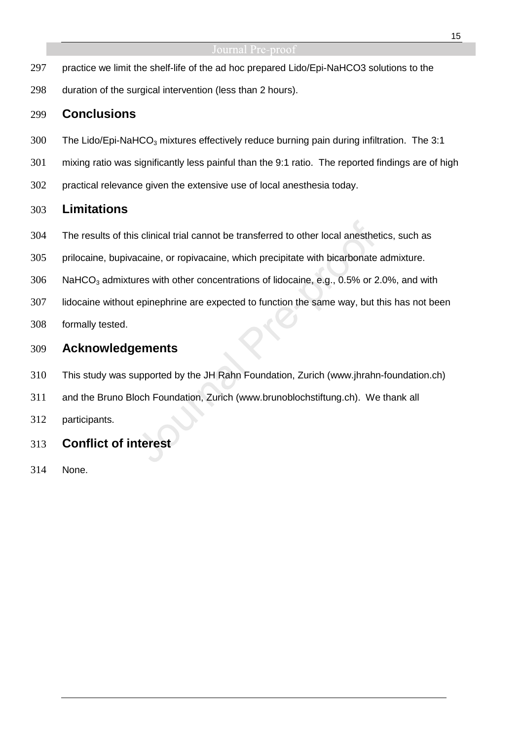practice we limit the shelf-life of the ad hoc prepared Lido/Epi-NaHCO3 solutions to the duration of the surgical intervention (less than 2 hours).

## Conclusions

The Lido/Epi-$NaHCO_3$ mixtures effectively reduce burning pain during infiltration. The 3:1 mixing ratio was significantly less painful than the 9:1 ratio. The reported findings are of high practical relevance given the extensive use of local anesthesia today.

## Limitations

The results of this clinical trial cannot be transferred to other local anesthetics, such as prilocaine, bupivacaine, or ropivacaine, which precipitate with bicarbonate admixture. $NaHCO_3$ admixtures with other concentrations of lidocaine, e.g., 0.5% or 2.0%, and with lidocaine without epinephrine are expected to function the same way, but this has not been formally tested.

## Acknowledgements

This study was supported by the JH Rahn Foundation, Zurich (www.jhrahn-foundation.ch) and the Bruno Bloch Foundation, Zurich (www.brunoblochstiftung.ch). We thank all participants.

## Conflict of interest

None.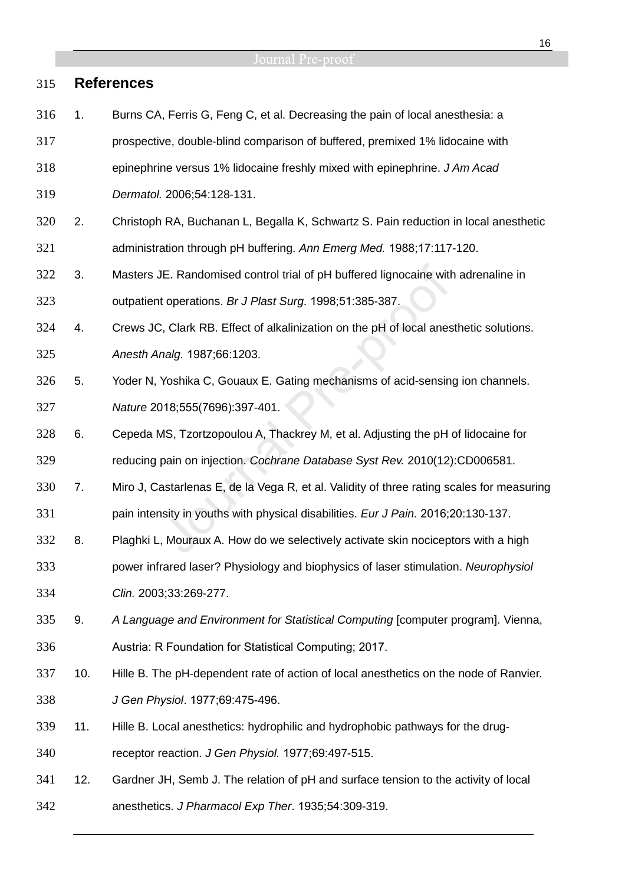## References

1. Burns CA, Ferris G, Feng C, et al. Decreasing the pain of local anesthesia: a prospective, double-blind comparison of buffered, premixed 1% lidocaine with epinephrine versus 1% lidocaine freshly mixed with epinephrine. *J Am Acad Dermatol.* 2006;54:128-131.
2. Christoph RA, Buchanan L, Begalla K, Schwartz S. Pain reduction in local anesthetic administration through pH buffering. *Ann Emerg Med.* 1988;17:117-120.
3. Masters JE. Randomised control trial of pH buffered lignocaine with adrenaline in outpatient operations. *Br J Plast Surg*. 1998;51:385-387.
4. Crews JC, Clark RB. Effect of alkalinization on the pH of local anesthetic solutions. *Anesth Analg.* 1987;66:1203.
5. Yoder N, Yoshika C, Gouaux E. Gating mechanisms of acid-sensing ion channels. *Nature* 2018;555(7696):397-401.
6. Cepeda MS, Tzortzopoulou A, Thackrey M, et al. Adjusting the pH of lidocaine for reducing pain on injection. *Cochrane Database Syst Rev.* 2010(12):CD006581.
7. Miro J, Castarlenas E, de la Vega R, et al. Validity of three rating scales for measuring pain intensity in youths with physical disabilities. *Eur J Pain.* 2016;20:130-137.
8. Plaghki L, Mouraux A. How do we selectively activate skin nociceptors with a high power infrared laser? Physiology and biophysics of laser stimulation. *Neurophysiol Clin.* 2003;33:269-277.
9. *A Language and Environment for Statistical Computing* [computer program]. Vienna, Austria: R Foundation for Statistical Computing; 2017.
10. Hille B. The pH-dependent rate of action of local anesthetics on the node of Ranvier. *J Gen Physiol*. 1977;69:475-496.
11. Hille B. Local anesthetics: hydrophilic and hydrophobic pathways for the drug-receptor reaction. *J Gen Physiol.* 1977;69:497-515.
12. Gardner JH, Semb J. The relation of pH and surface tension to the activity of local anesthetics. *J Pharmacol Exp Ther*. 1935;54:309-319.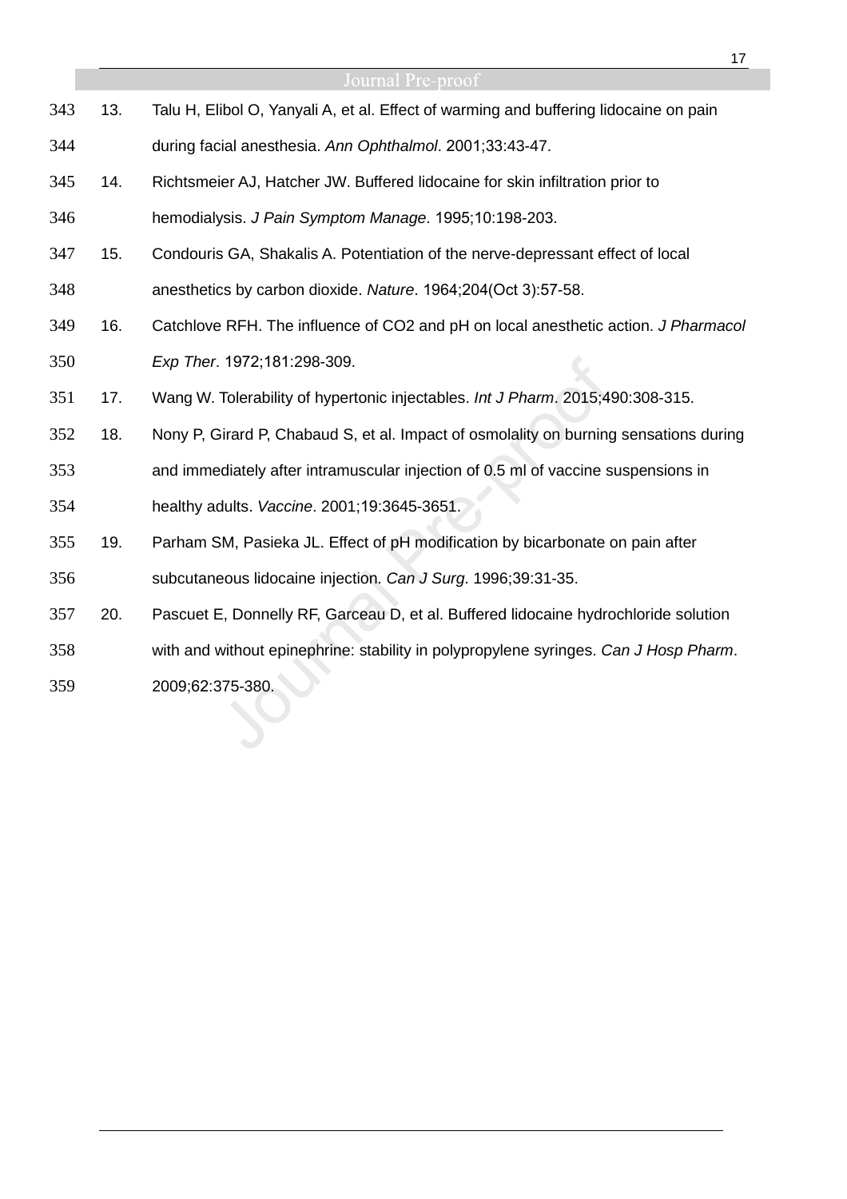13. Talu H, Elibol O, Yanyali A, et al. Effect of warming and buffering lidocaine on pain during facial anesthesia. *Ann Ophthalmol*. 2001;33:43-47.
14. Richtsmeier AJ, Hatcher JW. Buffered lidocaine for skin infiltration prior to hemodialysis. *J Pain Symptom Manage*. 1995;10:198-203.
15. Condouris GA, Shakalis A. Potentiation of the nerve-depressant effect of local anesthetics by carbon dioxide. *Nature*. 1964;204(Oct 3):57-58.
16. Catchlove RFH. The influence of CO2 and pH on local anesthetic action. *J Pharmacol Exp Ther*. 1972;181:298-309.
17. Wang W. Tolerability of hypertonic injectables. *Int J Pharm*. 2015;490:308-315.
18. Nony P, Girard P, Chabaud S, et al. Impact of osmolality on burning sensations during and immediately after intramuscular injection of 0.5 ml of vaccine suspensions in healthy adults. *Vaccine*. 2001;19:3645-3651.
19. Parham SM, Pasieka JL. Effect of pH modification by bicarbonate on pain after subcutaneous lidocaine injection. *Can J Surg*. 1996;39:31-35.
20. Pascuet E, Donnelly RF, Garceau D, et al. Buffered lidocaine hydrochloride solution with and without epinephrine: stability in polypropylene syringes. *Can J Hosp Pharm*. 2009;62:375-380.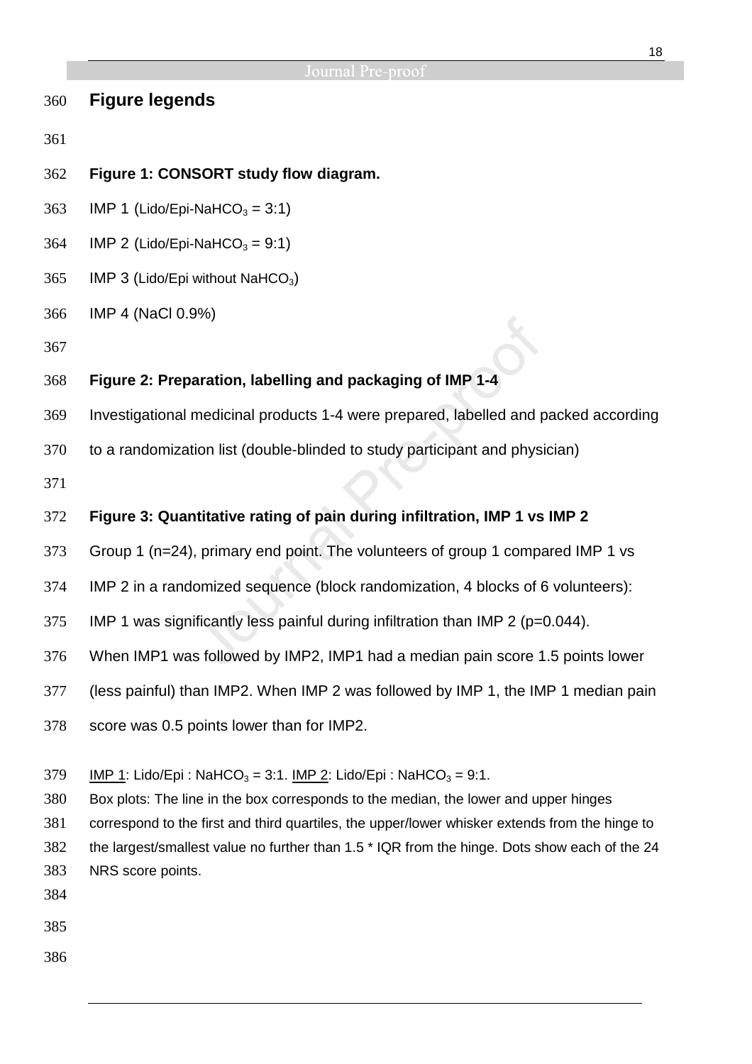## Figure legends

**Figure 1: CONSORT study flow diagram.**

IMP 1 (Lido/Epi-$NaHCO_3$ = 3:1)

IMP 2 (Lido/Epi-$NaHCO_3$ = 9:1)

IMP 3 (Lido/Epi without $NaHCO_3$)

IMP 4 (NaCl 0.9%)

**Figure 2: Preparation, labelling and packaging of IMP 1-4**

Investigational medicinal products 1-4 were prepared, labelled and packed according to a randomization list (double-blinded to study participant and physician)

**Figure 3: Quantitative rating of pain during infiltration, IMP 1 vs IMP 2**

Group 1 (n=24), primary end point. The volunteers of group 1 compared IMP 1 vs IMP 2 in a randomized sequence (block randomization, 4 blocks of 6 volunteers): IMP 1 was significantly less painful during infiltration than IMP 2 ($p=0.044$). When IMP1 was followed by IMP2, IMP1 had a median pain score 1.5 points lower (less painful) than IMP2. When IMP 2 was followed by IMP 1, the IMP 1 median pain score was 0.5 points lower than for IMP2.

<u>IMP 1</u>: Lido/Epi : $NaHCO_3$ = 3:1. <u>IMP 2</u>: Lido/Epi : $NaHCO_3$ = 9:1.
Box plots: The line in the box corresponds to the median, the lower and upper hinges correspond to the first and third quartiles, the upper/lower whisker extends from the hinge to the largest/smallest value no further than 1.5 * IQR from the hinge. Dots show each of the 24 NRS score points.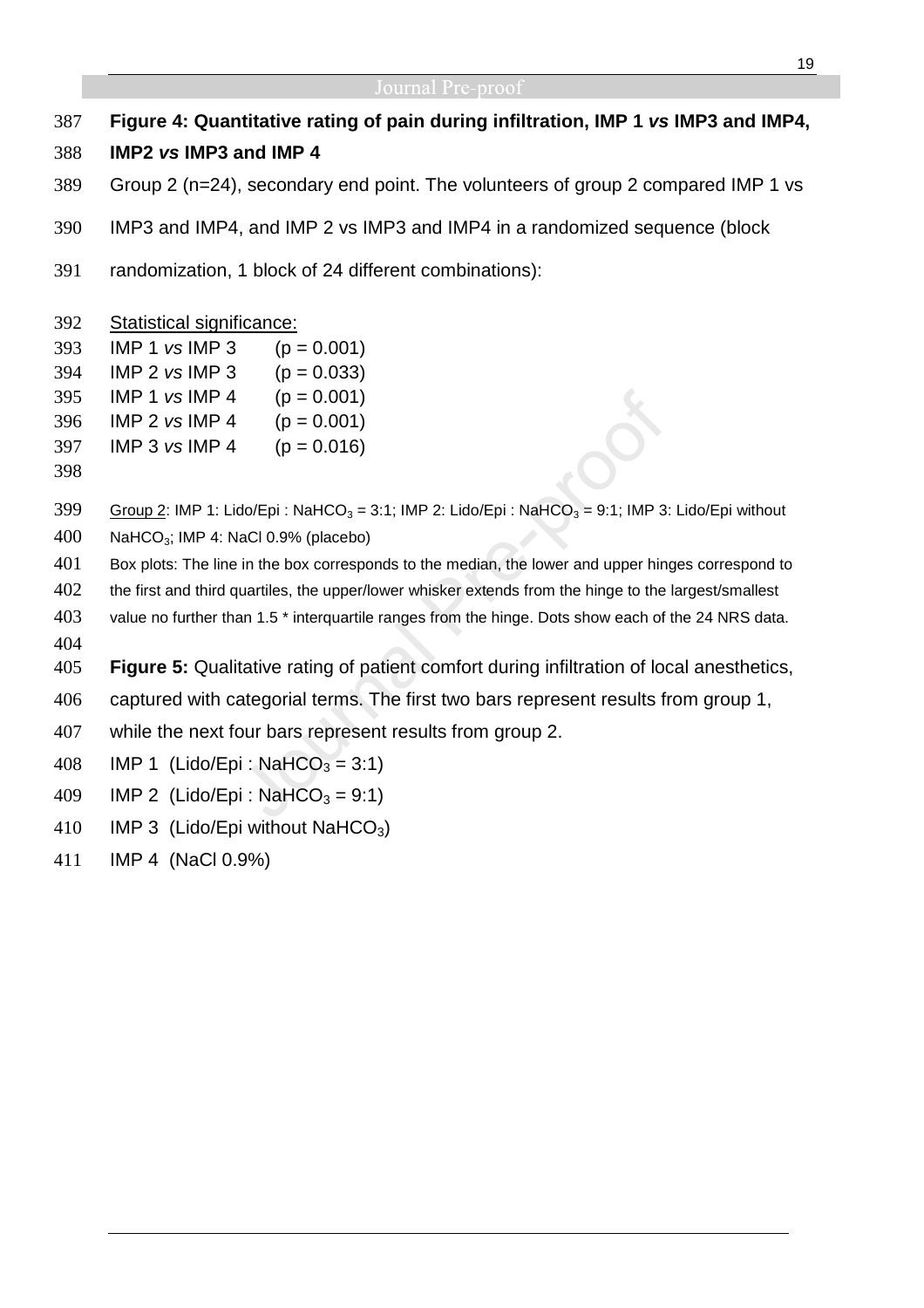**Figure 4: Quantitative rating of pain during infiltration, IMP 1 *vs* IMP3 and IMP4, IMP2 *vs* IMP3 and IMP 4**

Group 2 (n=24), secondary end point. The volunteers of group 2 compared IMP 1 vs IMP3 and IMP4, and IMP 2 vs IMP3 and IMP4 in a randomized sequence (block randomization, 1 block of 24 different combinations):

Statistical significance:

IMP 1 *vs* IMP 3 ($p = 0.001$)
IMP 2 *vs* IMP 3 ($p = 0.033$)
IMP 1 *vs* IMP 4 ($p = 0.001$)
IMP 2 *vs* IMP 4 ($p = 0.001$)
IMP 3 *vs* IMP 4 ($p = 0.016$)

Group 2: IMP 1: Lido/Epi : $NaHCO_3$ = 3:1; IMP 2: Lido/Epi : $NaHCO_3$ = 9:1; IMP 3: Lido/Epi without $NaHCO_3$; IMP 4: NaCl 0.9% (placebo)

Box plots: The line in the box corresponds to the median, the lower and upper hinges correspond to the first and third quartiles, the upper/lower whisker extends from the hinge to the largest/smallest value no further than 1.5 * interquartile ranges from the hinge. Dots show each of the 24 NRS data.

**Figure 5:** Qualitative rating of patient comfort during infiltration of local anesthetics, captured with categorial terms. The first two bars represent results from group 1, while the next four bars represent results from group 2.

IMP 1 (Lido/Epi : $NaHCO_3$ = 3:1)
IMP 2 (Lido/Epi : $NaHCO_3$ = 9:1)
IMP 3 (Lido/Epi without $NaHCO_3$)
IMP 4 (NaCl 0.9%)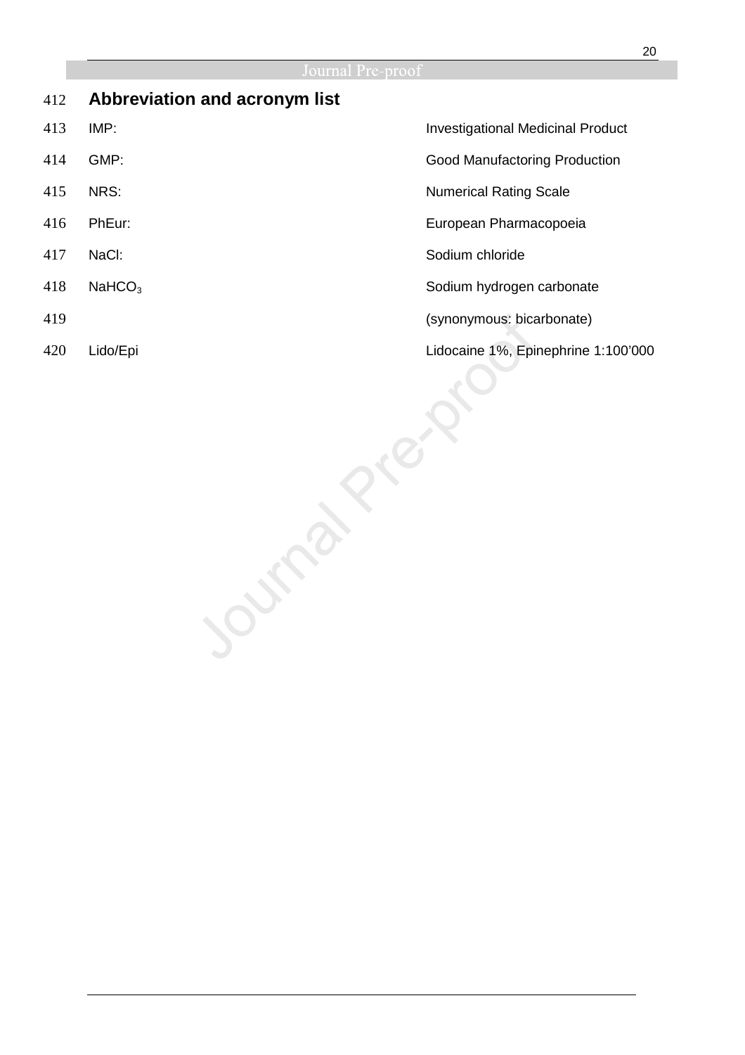## Abbreviation and acronym list

| | |
|---|---|
| IMP: | Investigational Medicinal Product |
| GMP: | Good Manufactoring Production |
| NRS: | Numerical Rating Scale |
| PhEur: | European Pharmacopoeia |
| NaCl: | Sodium chloride |
| $NaHCO_3$ | Sodium hydrogen carbonate (synonymous: bicarbonate) |
| Lido/Epi | Lidocaine 1%, Epinephrine 1:100'000 |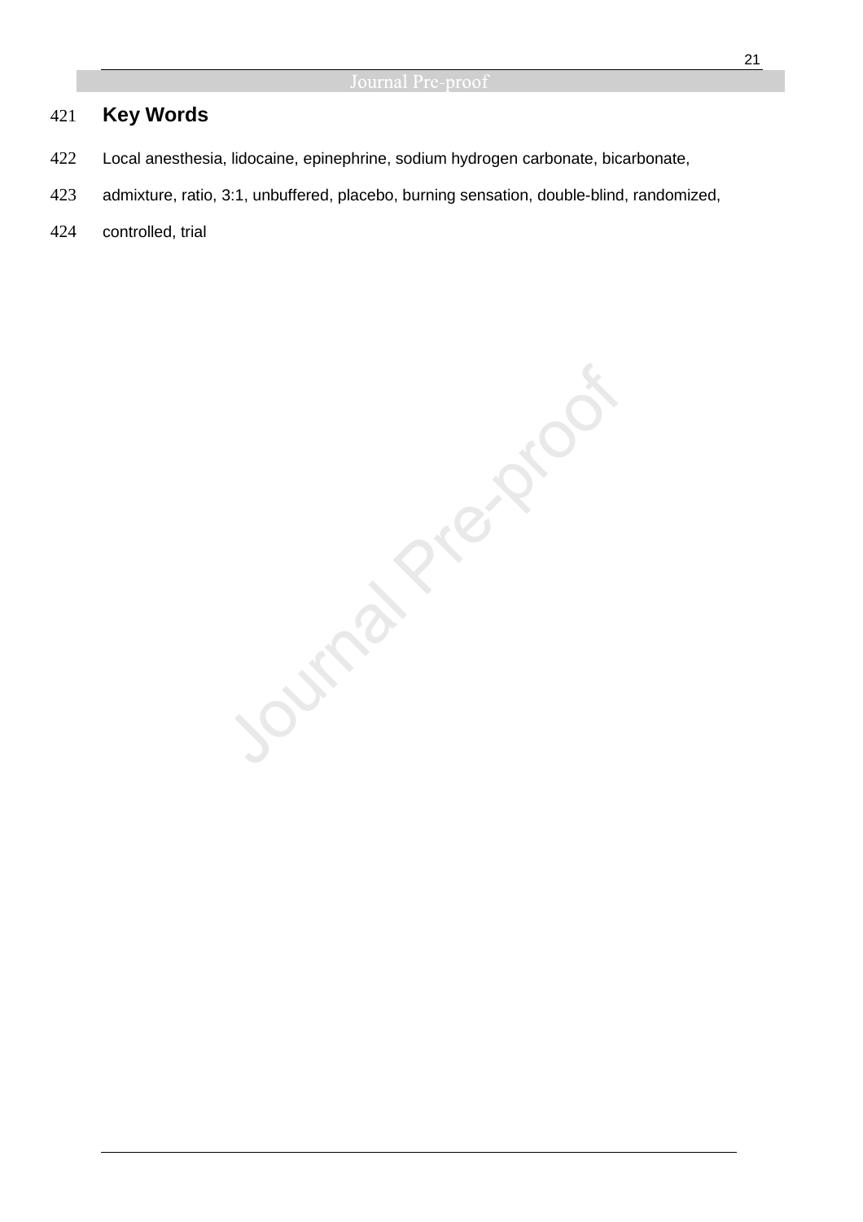## Key Words

Local anesthesia, lidocaine, epinephrine, sodium hydrogen carbonate, bicarbonate, admixture, ratio, 3:1, unbuffered, placebo, burning sensation, double-blind, randomized, controlled, trial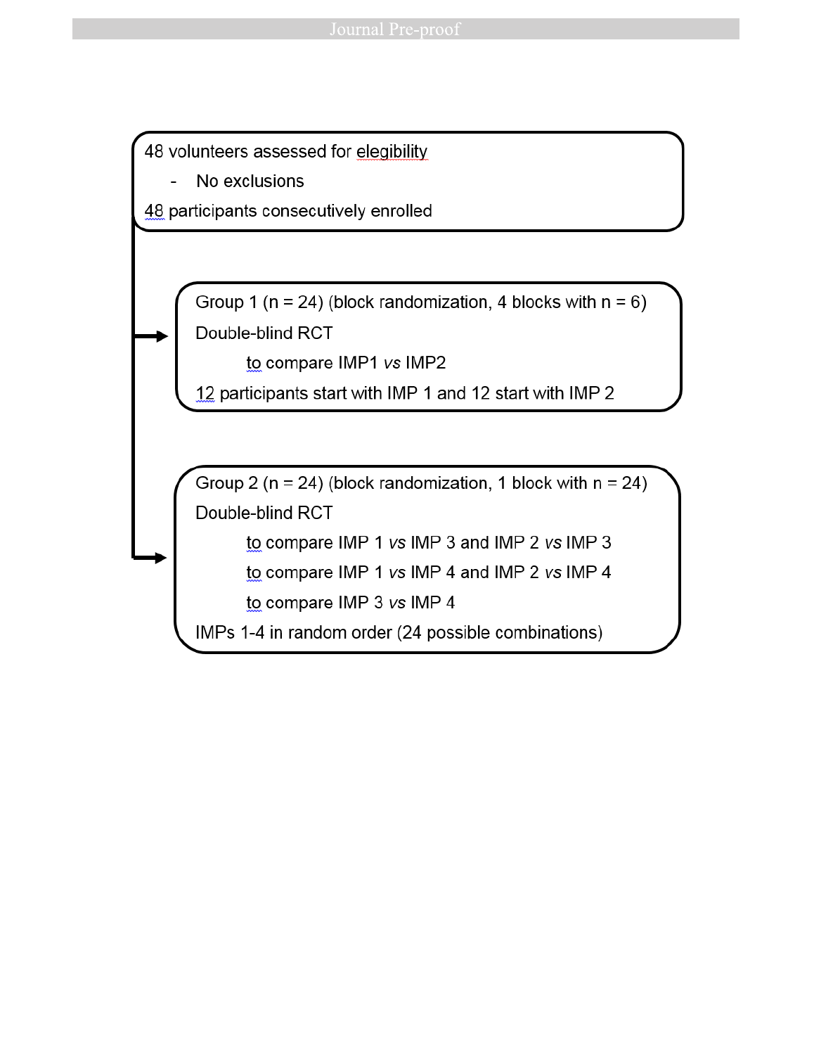48 volunteers assessed for elegibility

- No exclusions

48 participants consecutively enrolled

Group 1 (n = 24) (block randomization, 4 blocks with n = 6)

Double-blind RCT

to compare IMP1 *vs* IMP2

12 participants start with IMP 1 and 12 start with IMP 2

Group 2 (n = 24) (block randomization, 1 block with n = 24)

Double-blind RCT

to compare IMP 1 *vs* IMP 3 and IMP 2 *vs* IMP 3

to compare IMP 1 *vs* IMP 4 and IMP 2 *vs* IMP 4

to compare IMP 3 *vs* IMP 4

IMPs 1-4 in random order (24 possible combinations)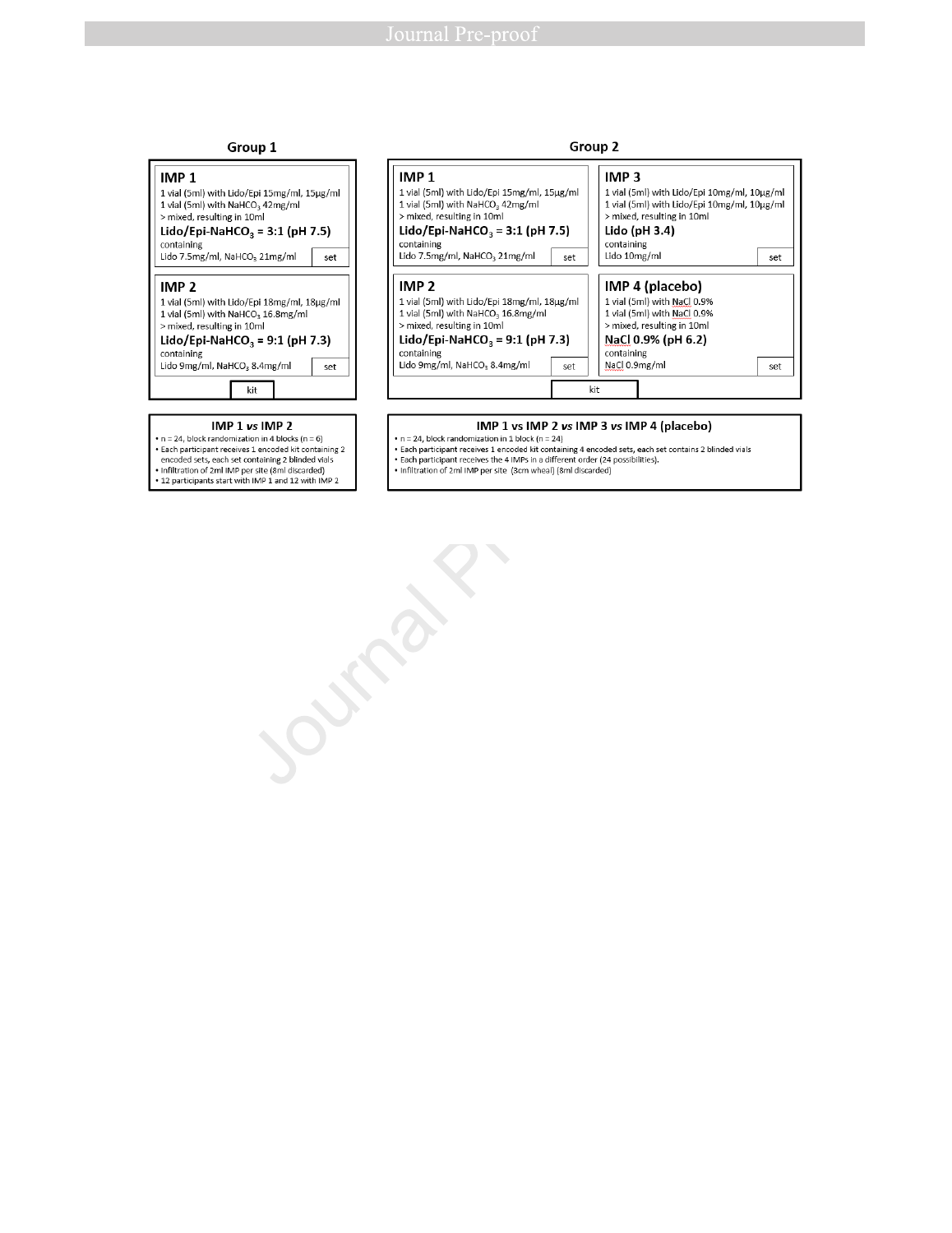## Group 1

**IMP 1**

1 vial (5ml) with Lido/Epi 15mg/ml, 15µg/ml
1 vial (5ml) with $NaHCO_3$ 42mg/ml
> mixed, resulting in 10ml

**Lido/Epi-$NaHCO_3$ = 3:1 (pH 7.5)**

containing
Lido 7.5mg/ml, $NaHCO_3$ 21mg/ml

set

**IMP 2**

1 vial (5ml) with Lido/Epi 18mg/ml, 18µg/ml
1 vial (5ml) with $NaHCO_3$ 16.8mg/ml
> mixed, resulting in 10ml

**Lido/Epi-$NaHCO_3$ = 9:1 (pH 7.3)**

containing
Lido 9mg/ml, $NaHCO_3$ 8.4mg/ml

set

kit

**IMP 1 *vs* IMP 2**

- n = 24, block randomization in 4 blocks (n = 6)
- Each participant receives 1 encoded kit containing 2 encoded sets, each set containing 2 blinded vials
- Infiltration of 2ml IMP per site (8ml discarded)
- 12 participants start with IMP 1 and 12 with IMP 2

## Group 2

**IMP 1**

1 vial (5ml) with Lido/Epi 15mg/ml, 15µg/ml
1 vial (5ml) with $NaHCO_3$ 42mg/ml
> mixed, resulting in 10ml

**Lido/Epi-$NaHCO_3$ = 3:1 (pH 7.5)**

containing
Lido 7.5mg/ml, $NaHCO_3$ 21mg/ml

set

**IMP 3**

1 vial (5ml) with Lido/Epi 10mg/ml, 10µg/ml
1 vial (5ml) with Lido/Epi 10mg/ml, 10µg/ml
> mixed, resulting in 10ml

**Lido (pH 3.4)**

containing
Lido 10mg/ml

set

**IMP 2**

1 vial (5ml) with Lido/Epi 18mg/ml, 18µg/ml
1 vial (5ml) with $NaHCO_3$ 16.8mg/ml
> mixed, resulting in 10ml

**Lido/Epi-$NaHCO_3$ = 9:1 (pH 7.3)**

containing
Lido 9mg/ml, $NaHCO_3$ 8.4mg/ml

set

**IMP 4 (placebo)**

1 vial (5ml) with NaCl 0.9%
1 vial (5ml) with NaCl 0.9%
> mixed, resulting in 10ml

**NaCl 0.9% (pH 6.2)**

containing
NaCl 0.9mg/ml

set

kit

**IMP 1 vs IMP 2 *vs* IMP 3 *vs* IMP 4 (placebo)**

- n = 24, block randomization in 1 block (n = 24)
- Each participant receives 1 encoded kit containing 4 encoded sets, each set contains 2 blinded vials
- Each participant receives the 4 IMPs in a different order (24 possibilities).
- Infiltration of 2ml IMP per site (3cm wheal) (8ml discarded)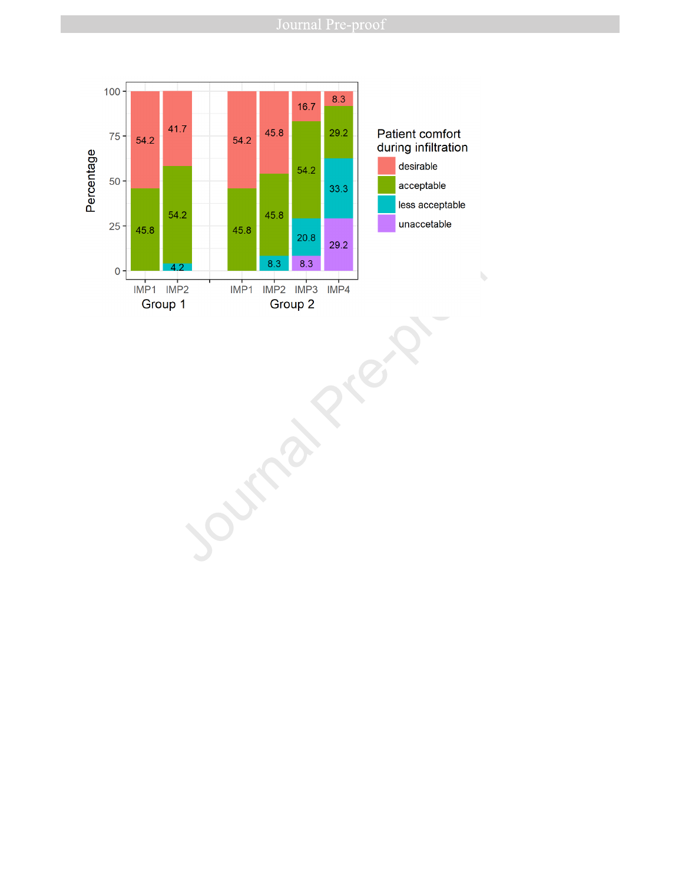Patient comfort during infiltration (Percentage)

| Group | Impression | desirable | acceptable | less acceptable | unaccetable |
|---|---|---|---|---|---|
| Group 1 | IMP1 | 54.2 | 45.8 | | |
| Group 1 | IMP2 | 41.7 | 54.2 | 4.2 | |
| Group 2 | IMP1 | 54.2 | 45.8 | | |
| Group 2 | IMP2 | 45.8 | 45.8 | 8.3 | |
| Group 2 | IMP3 | 16.7 | 54.2 | 20.8 | 8.3 |
| Group 2 | IMP4 | 8.3 | 29.2 | 33.3 | 29.2 |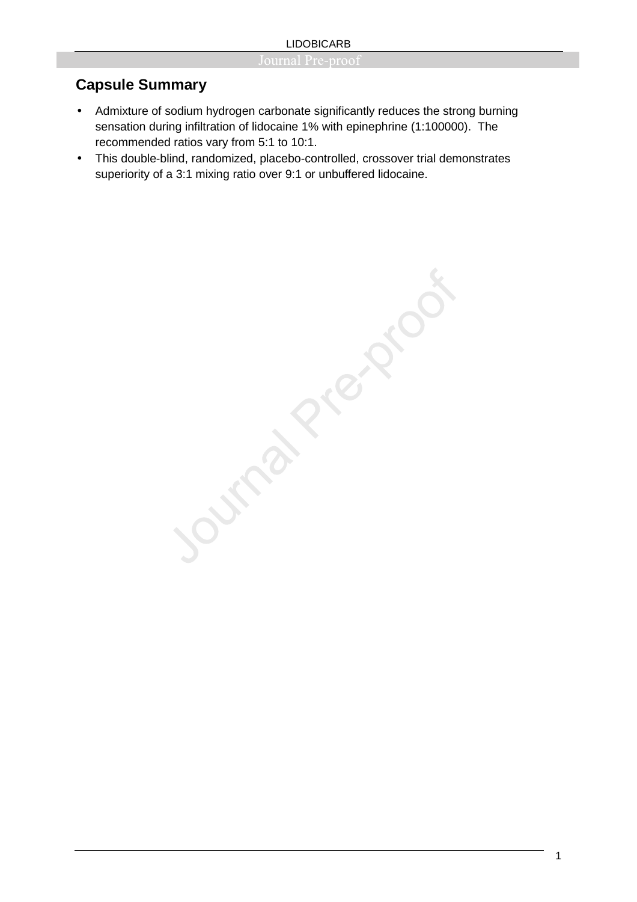## Capsule Summary

- Admixture of sodium hydrogen carbonate significantly reduces the strong burning sensation during infiltration of lidocaine 1% with epinephrine (1:100000). The recommended ratios vary from 5:1 to 10:1.
- This double-blind, randomized, placebo-controlled, crossover trial demonstrates superiority of a 3:1 mixing ratio over 9:1 or unbuffered lidocaine.